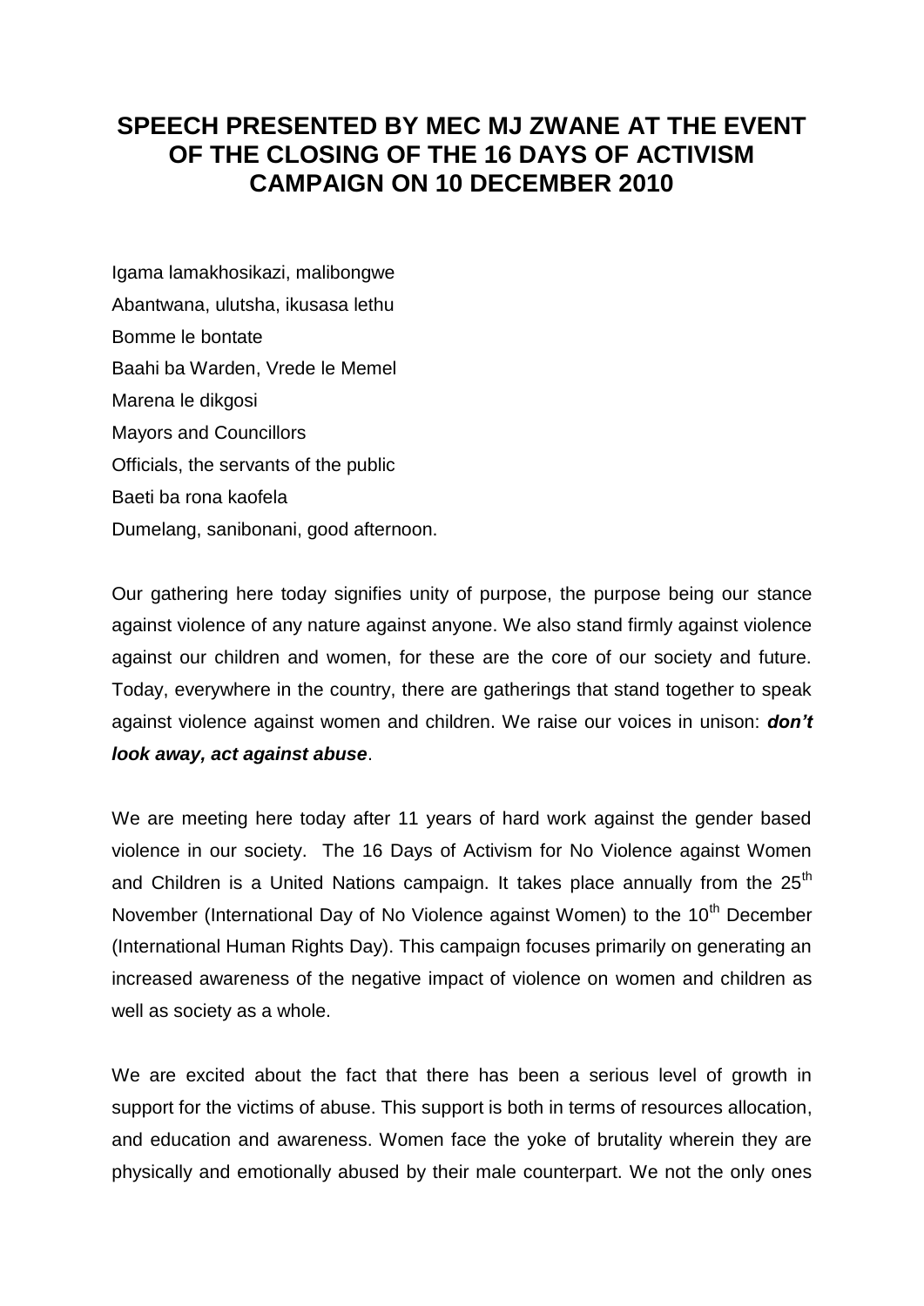# SPEECH PRESENTED BY MEC MJ ZWANE AT THE EVENT OF THE CLOSING OF THE 16 DAYS OF ACTIVISM CAMPAIGN ON 10 DECEMBER 2010

Igama lamakhosikazi, malibongwe
Abantwana, ulutsha, ikusasa lethu
Bomme le bontate
Baahi ba Warden, Vrede le Memel
Marena le dikgosi
Mayors and Councillors
Officials, the servants of the public
Baeti ba rona kaofela
Dumelang, sanibonani, good afternoon.

Our gathering here today signifies unity of purpose, the purpose being our stance against violence of any nature against anyone. We also stand firmly against violence against our children and women, for these are the core of our society and future. Today, everywhere in the country, there are gatherings that stand together to speak against violence against women and children. We raise our voices in unison: ***don't look away, act against abuse***.

We are meeting here today after 11 years of hard work against the gender based violence in our society. The 16 Days of Activism for No Violence against Women and Children is a United Nations campaign. It takes place annually from the 25th November (International Day of No Violence against Women) to the 10th December (International Human Rights Day). This campaign focuses primarily on generating an increased awareness of the negative impact of violence on women and children as well as society as a whole.

We are excited about the fact that there has been a serious level of growth in support for the victims of abuse. This support is both in terms of resources allocation, and education and awareness. Women face the yoke of brutality wherein they are physically and emotionally abused by their male counterpart. We not the only ones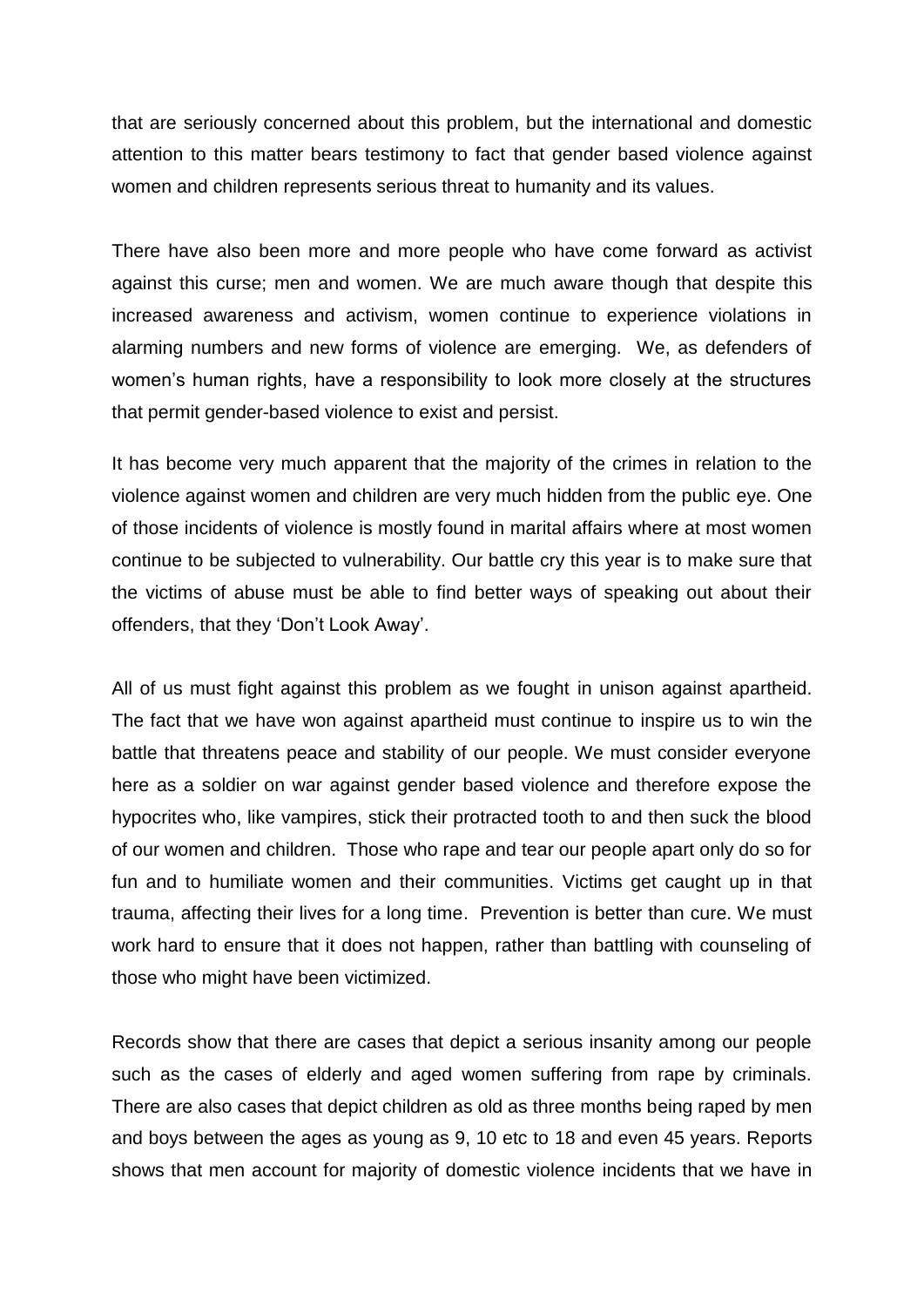that are seriously concerned about this problem, but the international and domestic attention to this matter bears testimony to fact that gender based violence against women and children represents serious threat to humanity and its values.

There have also been more and more people who have come forward as activist against this curse; men and women. We are much aware though that despite this increased awareness and activism, women continue to experience violations in alarming numbers and new forms of violence are emerging. We, as defenders of women's human rights, have a responsibility to look more closely at the structures that permit gender-based violence to exist and persist.

It has become very much apparent that the majority of the crimes in relation to the violence against women and children are very much hidden from the public eye. One of those incidents of violence is mostly found in marital affairs where at most women continue to be subjected to vulnerability. Our battle cry this year is to make sure that the victims of abuse must be able to find better ways of speaking out about their offenders, that they 'Don't Look Away'.

All of us must fight against this problem as we fought in unison against apartheid. The fact that we have won against apartheid must continue to inspire us to win the battle that threatens peace and stability of our people. We must consider everyone here as a soldier on war against gender based violence and therefore expose the hypocrites who, like vampires, stick their protracted tooth to and then suck the blood of our women and children. Those who rape and tear our people apart only do so for fun and to humiliate women and their communities. Victims get caught up in that trauma, affecting their lives for a long time. Prevention is better than cure. We must work hard to ensure that it does not happen, rather than battling with counseling of those who might have been victimized.

Records show that there are cases that depict a serious insanity among our people such as the cases of elderly and aged women suffering from rape by criminals. There are also cases that depict children as old as three months being raped by men and boys between the ages as young as 9, 10 etc to 18 and even 45 years. Reports shows that men account for majority of domestic violence incidents that we have in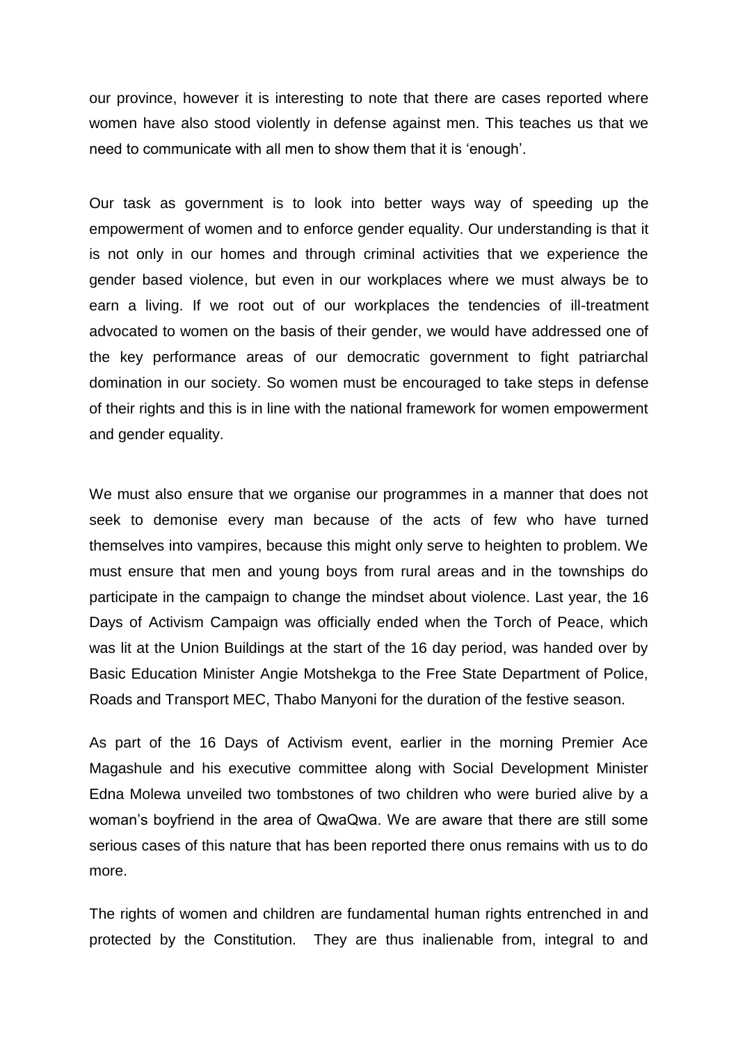our province, however it is interesting to note that there are cases reported where women have also stood violently in defense against men. This teaches us that we need to communicate with all men to show them that it is 'enough'.

Our task as government is to look into better ways way of speeding up the empowerment of women and to enforce gender equality. Our understanding is that it is not only in our homes and through criminal activities that we experience the gender based violence, but even in our workplaces where we must always be to earn a living. If we root out of our workplaces the tendencies of ill-treatment advocated to women on the basis of their gender, we would have addressed one of the key performance areas of our democratic government to fight patriarchal domination in our society. So women must be encouraged to take steps in defense of their rights and this is in line with the national framework for women empowerment and gender equality.

We must also ensure that we organise our programmes in a manner that does not seek to demonise every man because of the acts of few who have turned themselves into vampires, because this might only serve to heighten to problem. We must ensure that men and young boys from rural areas and in the townships do participate in the campaign to change the mindset about violence. Last year, the 16 Days of Activism Campaign was officially ended when the Torch of Peace, which was lit at the Union Buildings at the start of the 16 day period, was handed over by Basic Education Minister Angie Motshekga to the Free State Department of Police, Roads and Transport MEC, Thabo Manyoni for the duration of the festive season.

As part of the 16 Days of Activism event, earlier in the morning Premier Ace Magashule and his executive committee along with Social Development Minister Edna Molewa unveiled two tombstones of two children who were buried alive by a woman's boyfriend in the area of QwaQwa. We are aware that there are still some serious cases of this nature that has been reported there onus remains with us to do more.

The rights of women and children are fundamental human rights entrenched in and protected by the Constitution. They are thus inalienable from, integral to and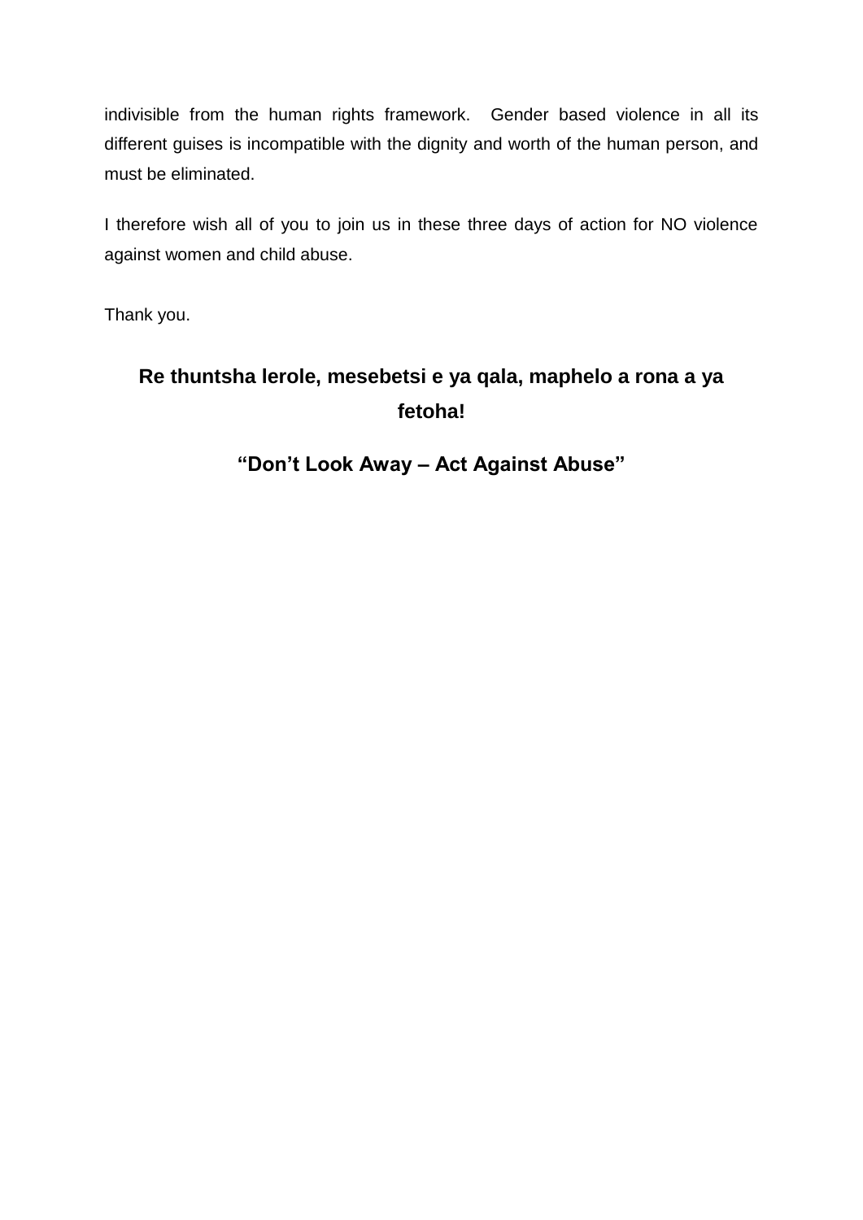indivisible from the human rights framework. Gender based violence in all its different guises is incompatible with the dignity and worth of the human person, and must be eliminated.

I therefore wish all of you to join us in these three days of action for NO violence against women and child abuse.

Thank you.

**Re thuntsha lerole, mesebetsi e ya qala, maphelo a rona a ya fetoha!**

**“Don’t Look Away – Act Against Abuse”**